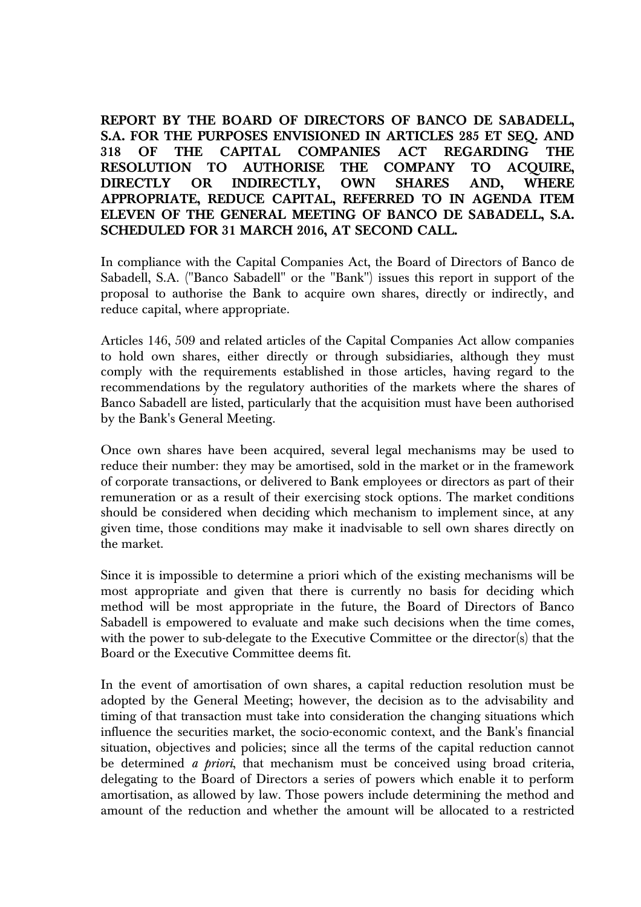**REPORT BY THE BOARD OF DIRECTORS OF BANCO DE SABADELL, S.A. FOR THE PURPOSES ENVISIONED IN ARTICLES 285 ET SEQ. AND 318 OF THE CAPITAL COMPANIES ACT REGARDING THE RESOLUTION TO AUTHORISE THE COMPANY TO ACQUIRE, DIRECTLY OR INDIRECTLY, OWN SHARES AND, WHERE APPROPRIATE, REDUCE CAPITAL, REFERRED TO IN AGENDA ITEM ELEVEN OF THE GENERAL MEETING OF BANCO DE SABADELL, S.A. SCHEDULED FOR 31 MARCH 2016, AT SECOND CALL.**

In compliance with the Capital Companies Act, the Board of Directors of Banco de Sabadell, S.A. ("Banco Sabadell" or the "Bank") issues this report in support of the proposal to authorise the Bank to acquire own shares, directly or indirectly, and reduce capital, where appropriate.

Articles 146, 509 and related articles of the Capital Companies Act allow companies to hold own shares, either directly or through subsidiaries, although they must comply with the requirements established in those articles, having regard to the recommendations by the regulatory authorities of the markets where the shares of Banco Sabadell are listed, particularly that the acquisition must have been authorised by the Bank's General Meeting.

Once own shares have been acquired, several legal mechanisms may be used to reduce their number: they may be amortised, sold in the market or in the framework of corporate transactions, or delivered to Bank employees or directors as part of their remuneration or as a result of their exercising stock options. The market conditions should be considered when deciding which mechanism to implement since, at any given time, those conditions may make it inadvisable to sell own shares directly on the market.

Since it is impossible to determine a priori which of the existing mechanisms will be most appropriate and given that there is currently no basis for deciding which method will be most appropriate in the future, the Board of Directors of Banco Sabadell is empowered to evaluate and make such decisions when the time comes, with the power to sub-delegate to the Executive Committee or the director(s) that the Board or the Executive Committee deems fit.

In the event of amortisation of own shares, a capital reduction resolution must be adopted by the General Meeting; however, the decision as to the advisability and timing of that transaction must take into consideration the changing situations which influence the securities market, the socio-economic context, and the Bank's financial situation, objectives and policies; since all the terms of the capital reduction cannot be determined *a priori*, that mechanism must be conceived using broad criteria, delegating to the Board of Directors a series of powers which enable it to perform amortisation, as allowed by law. Those powers include determining the method and amount of the reduction and whether the amount will be allocated to a restricted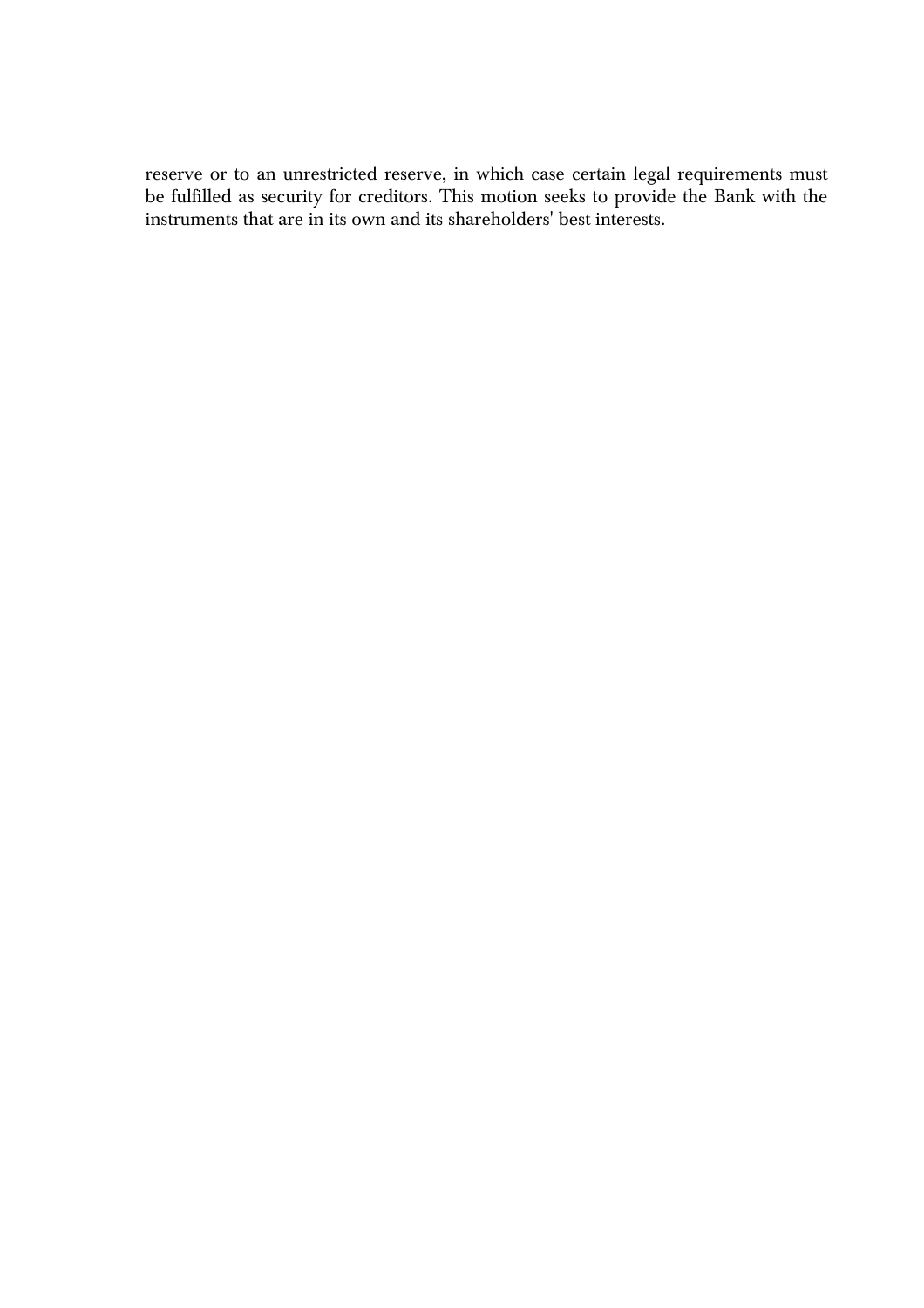reserve or to an unrestricted reserve, in which case certain legal requirements must be fulfilled as security for creditors. This motion seeks to provide the Bank with the instruments that are in its own and its shareholders' best interests.